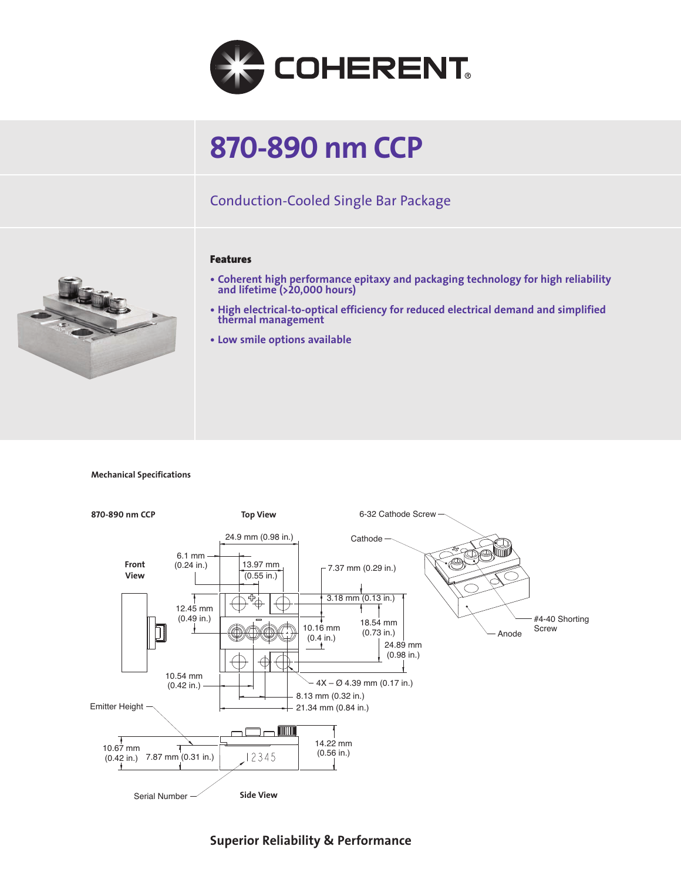# 870-890 nm CCP

## Conduction-Cooled Single Bar Package

### Features

- **Coherent high performance epitaxy and packaging technology for high reliability and lifetime (>20,000 hours)**
- **High electrical-to-optical efficiency for reduced electrical demand and simplified thermal management**
- **Low smile options available**

**Mechanical Specifications**

**870-890 nm CCP**

**Top View**

6-32 Cathode Screw

Cathode

24.9 mm (0.98 in.)

6.1 mm (0.24 in.)

13.97 mm (0.55 in.)

7.37 mm (0.29 in.)

3.18 mm (0.13 in.)

12.45 mm (0.49 in.)

10.16 mm (0.4 in.)

18.54 mm (0.73 in.)

24.89 mm (0.98 in.)

**Front View**

10.54 mm (0.42 in.)

4X – Ø 4.39 mm (0.17 in.)

8.13 mm (0.32 in.)

21.34 mm (0.84 in.)

#4-40 Shorting Screw

Anode

Emitter Height

10.67 mm (0.42 in.)

7.87 mm (0.31 in.)

14.22 mm (0.56 in.)

12345

Serial Number

**Side View**

## Superior Reliability & Performance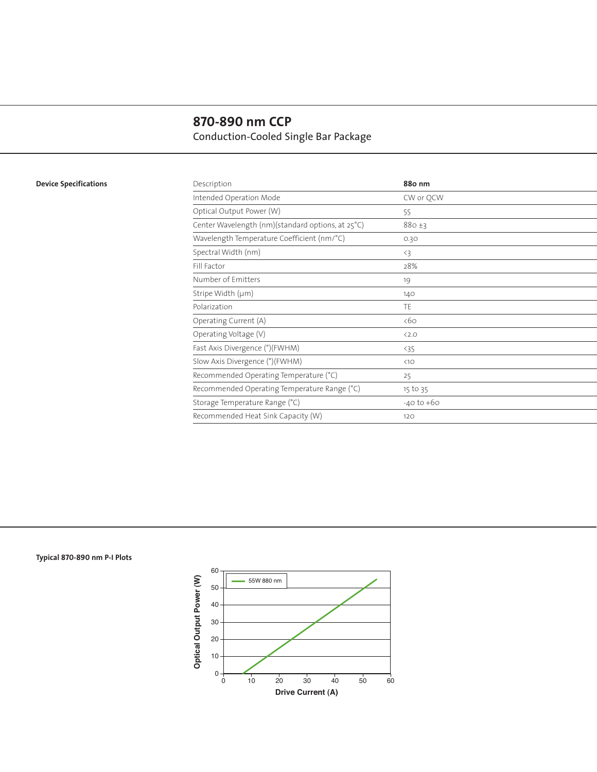# 870-890 nm CCP

## Conduction-Cooled Single Bar Package

**Device Specifications**

| Description | **880 nm** |
|---|---|
| Intended Operation Mode | CW or QCW |
| Optical Output Power (W) | 55 |
| Center Wavelength (nm)(standard options, at 25°C) | 880 ±3 |
| Wavelength Temperature Coefficient (nm/°C) | 0.30 |
| Spectral Width (nm) | <3 |
| Fill Factor | 28% |
| Number of Emitters | 19 |
| Stripe Width (µm) | 140 |
| Polarization | TE |
| Operating Current (A) | <60 |
| Operating Voltage (V) | <2.0 |
| Fast Axis Divergence (°)(FWHM) | <35 |
| Slow Axis Divergence (°)(FWHM) | <10 |
| Recommended Operating Temperature (°C) | 25 |
| Recommended Operating Temperature Range (°C) | 15 to 35 |
| Storage Temperature Range (°C) | -40 to +60 |
| Recommended Heat Sink Capacity (W) | 120 |

**Typical 870-890 nm P-I Plots**

Optical Output Power (W) vs. Drive Current (A) — 55W 880 nm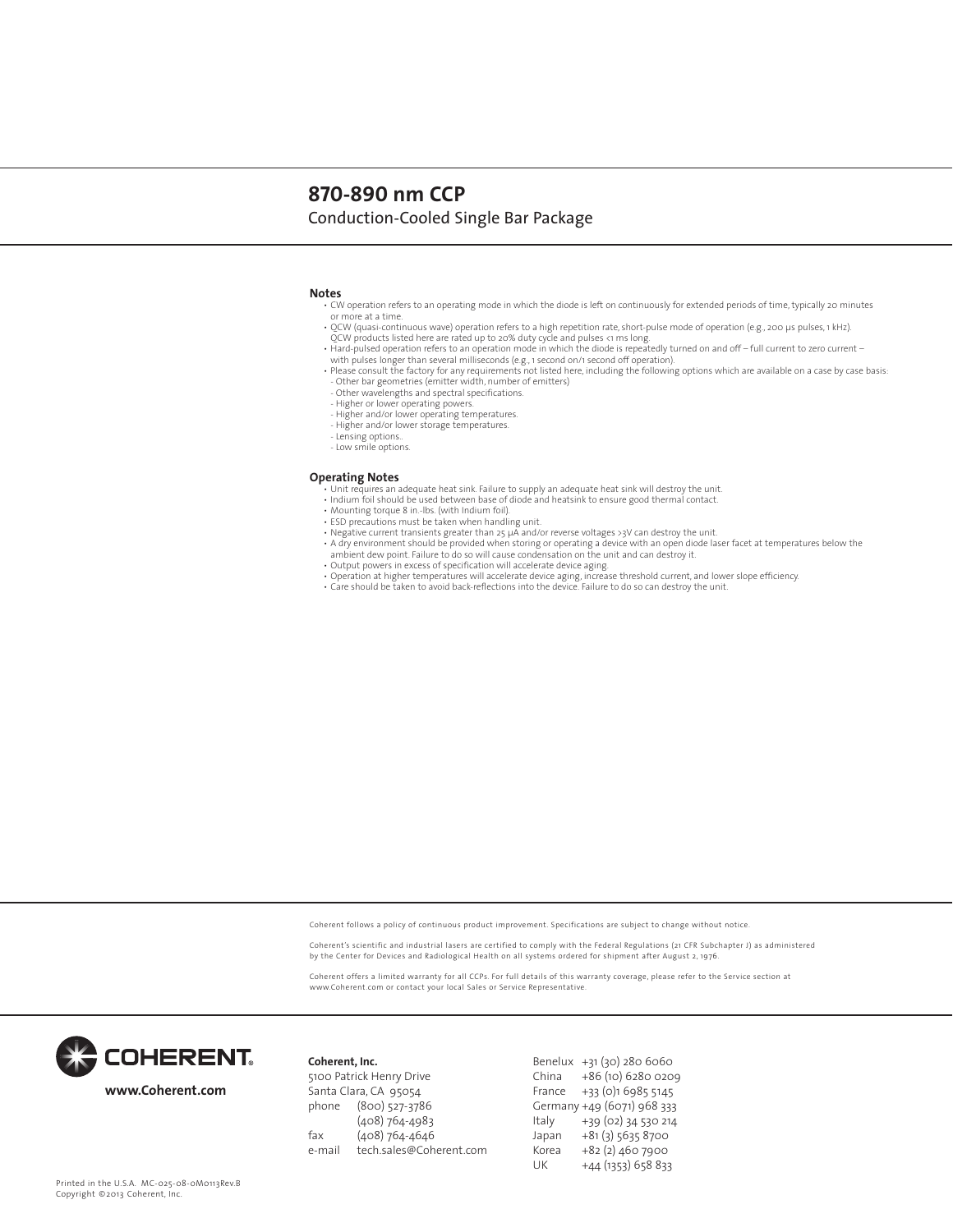# 870-890 nm CCP

Conduction-Cooled Single Bar Package

### Notes

- CW operation refers to an operating mode in which the diode is left on continuously for extended periods of time, typically 20 minutes or more at a time.
- QCW (quasi-continuous wave) operation refers to a high repetition rate, short-pulse mode of operation (e.g., 200 µs pulses, 1 kHz). QCW products listed here are rated up to 20% duty cycle and pulses <1 ms long.
- Hard-pulsed operation refers to an operation mode in which the diode is repeatedly turned on and off – full current to zero current – with pulses longer than several milliseconds (e.g., 1 second on/1 second off operation).
- Please consult the factory for any requirements not listed here, including the following options which are available on a case by case basis:
  - Other bar geometries (emitter width, number of emitters)
  - Other wavelengths and spectral specifications.
  - Higher or lower operating powers.
  - Higher and/or lower operating temperatures.
  - Higher and/or lower storage temperatures.
  - Lensing options..
  - Low smile options.

### Operating Notes

- Unit requires an adequate heat sink. Failure to supply an adequate heat sink will destroy the unit.
- Indium foil should be used between base of diode and heatsink to ensure good thermal contact.
- Mounting torque 8 in.-lbs. (with Indium foil).
- ESD precautions must be taken when handling unit.
- Negative current transients greater than 25 µA and/or reverse voltages >3V can destroy the unit.
- A dry environment should be provided when storing or operating a device with an open diode laser facet at temperatures below the ambient dew point. Failure to do so will cause condensation on the unit and can destroy it.
- Output powers in excess of specification will accelerate device aging.
- Operation at higher temperatures will accelerate device aging, increase threshold current, and lower slope efficiency.
- Care should be taken to avoid back-reflections into the device. Failure to do so can destroy the unit.

Coherent follows a policy of continuous product improvement. Specifications are subject to change without notice.

Coherent's scientific and industrial lasers are certified to comply with the Federal Regulations (21 CFR Subchapter J) as administered by the Center for Devices and Radiological Health on all systems ordered for shipment after August 2, 1976.

Coherent offers a limited warranty for all CCPs. For full details of this warranty coverage, please refer to the Service section at www.Coherent.com or contact your local Sales or Service Representative.

COHERENT®

**www.Coherent.com**

**Coherent, Inc.**
5100 Patrick Henry Drive
Santa Clara, CA 95054
phone (800) 527-3786
(408) 764-4983
fax (408) 764-4646
e-mail tech.sales@Coherent.com

| | |
|---|---|
| Benelux | +31 (30) 280 6060 |
| China | +86 (10) 6280 0209 |
| France | +33 (0)1 6985 5145 |
| Germany | +49 (6071) 968 333 |
| Italy | +39 (02) 34 530 214 |
| Japan | +81 (3) 5635 8700 |
| Korea | +82 (2) 460 7900 |
| UK | +44 (1353) 658 833 |

Printed in the U.S.A. MC-025-08-0M0113Rev.B
Copyright ©2013 Coherent, Inc.